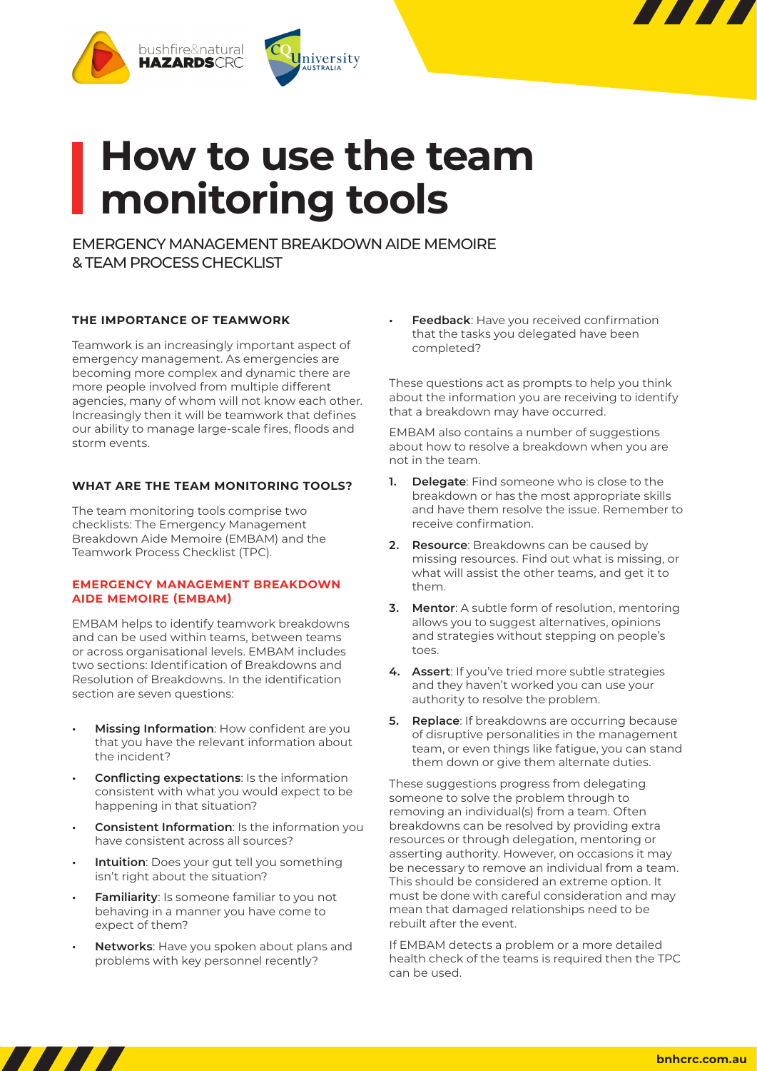# How to use the team monitoring tools

EMERGENCY MANAGEMENT BREAKDOWN AIDE MEMOIRE & TEAM PROCESS CHECKLIST

### THE IMPORTANCE OF TEAMWORK

Teamwork is an increasingly important aspect of emergency management. As emergencies are becoming more complex and dynamic there are more people involved from multiple different agencies, many of whom will not know each other. Increasingly then it will be teamwork that defines our ability to manage large-scale fires, floods and storm events.

### WHAT ARE THE TEAM MONITORING TOOLS?

The team monitoring tools comprise two checklists: The Emergency Management Breakdown Aide Memoire (EMBAM) and the Teamwork Process Checklist (TPC).

### EMERGENCY MANAGEMENT BREAKDOWN AIDE MEMOIRE (EMBAM)

EMBAM helps to identify teamwork breakdowns and can be used within teams, between teams or across organisational levels. EMBAM includes two sections: Identification of Breakdowns and Resolution of Breakdowns. In the identification section are seven questions:

- **Missing Information**: How confident are you that you have the relevant information about the incident?
- **Conflicting expectations**: Is the information consistent with what you would expect to be happening in that situation?
- **Consistent Information**: Is the information you have consistent across all sources?
- **Intuition**: Does your gut tell you something isn't right about the situation?
- **Familiarity**: Is someone familiar to you not behaving in a manner you have come to expect of them?
- **Networks**: Have you spoken about plans and problems with key personnel recently?
- **Feedback**: Have you received confirmation that the tasks you delegated have been completed?

These questions act as prompts to help you think about the information you are receiving to identify that a breakdown may have occurred.

EMBAM also contains a number of suggestions about how to resolve a breakdown when you are not in the team.

1. **Delegate**: Find someone who is close to the breakdown or has the most appropriate skills and have them resolve the issue. Remember to receive confirmation.
2. **Resource**: Breakdowns can be caused by missing resources. Find out what is missing, or what will assist the other teams, and get it to them.
3. **Mentor**: A subtle form of resolution, mentoring allows you to suggest alternatives, opinions and strategies without stepping on people's toes.
4. **Assert**: If you've tried more subtle strategies and they haven't worked you can use your authority to resolve the problem.
5. **Replace**: If breakdowns are occurring because of disruptive personalities in the management team, or even things like fatigue, you can stand them down or give them alternate duties.

These suggestions progress from delegating someone to solve the problem through to removing an individual(s) from a team. Often breakdowns can be resolved by providing extra resources or through delegation, mentoring or asserting authority. However, on occasions it may be necessary to remove an individual from a team. This should be considered an extreme option. It must be done with careful consideration and may mean that damaged relationships need to be rebuilt after the event.

If EMBAM detects a problem or a more detailed health check of the teams is required then the TPC can be used.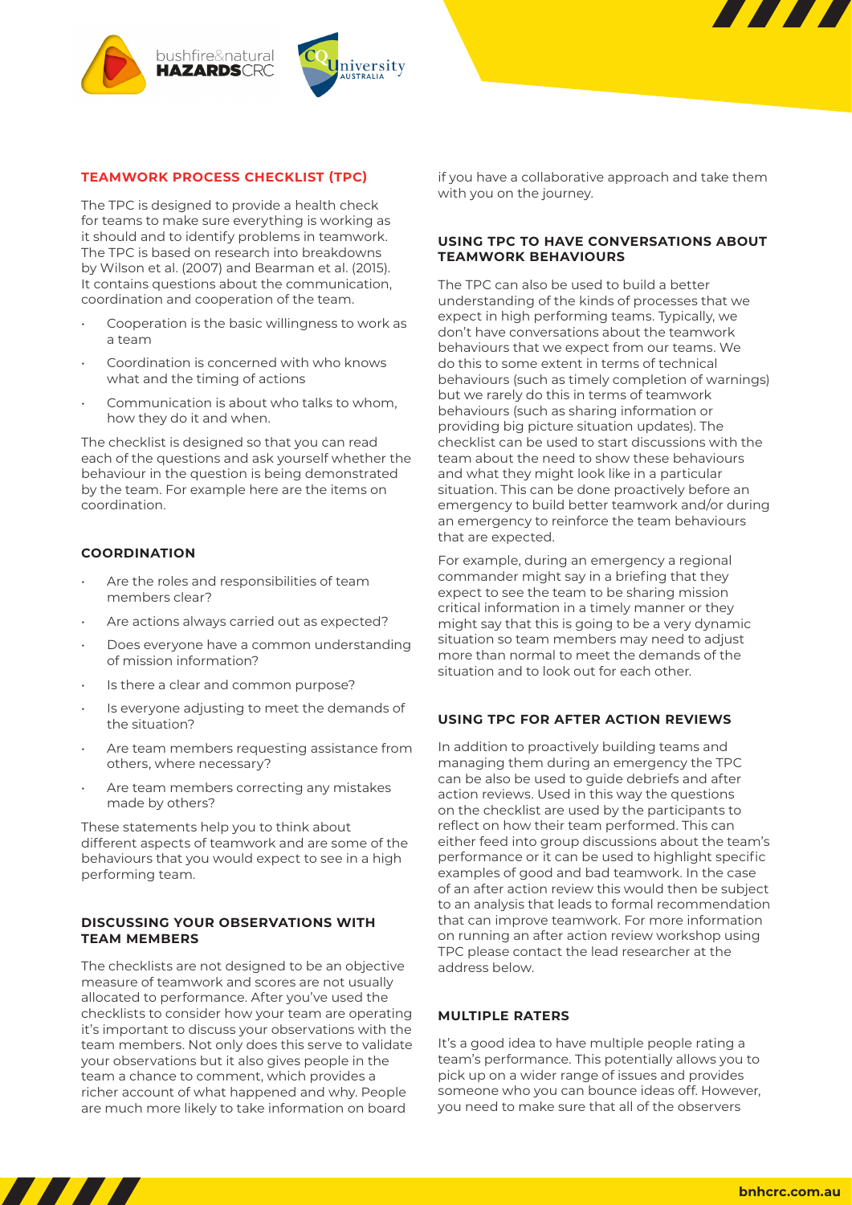## TEAMWORK PROCESS CHECKLIST (TPC)

The TPC is designed to provide a health check for teams to make sure everything is working as it should and to identify problems in teamwork. The TPC is based on research into breakdowns by Wilson et al. (2007) and Bearman et al. (2015). It contains questions about the communication, coordination and cooperation of the team.

- Cooperation is the basic willingness to work as a team
- Coordination is concerned with who knows what and the timing of actions
- Communication is about who talks to whom, how they do it and when.

The checklist is designed so that you can read each of the questions and ask yourself whether the behaviour in the question is being demonstrated by the team. For example here are the items on coordination.

### COORDINATION

- Are the roles and responsibilities of team members clear?
- Are actions always carried out as expected?
- Does everyone have a common understanding of mission information?
- Is there a clear and common purpose?
- Is everyone adjusting to meet the demands of the situation?
- Are team members requesting assistance from others, where necessary?
- Are team members correcting any mistakes made by others?

These statements help you to think about different aspects of teamwork and are some of the behaviours that you would expect to see in a high performing team.

### DISCUSSING YOUR OBSERVATIONS WITH TEAM MEMBERS

The checklists are not designed to be an objective measure of teamwork and scores are not usually allocated to performance. After you've used the checklists to consider how your team are operating it's important to discuss your observations with the team members. Not only does this serve to validate your observations but it also gives people in the team a chance to comment, which provides a richer account of what happened and why. People are much more likely to take information on board if you have a collaborative approach and take them with you on the journey.

### USING TPC TO HAVE CONVERSATIONS ABOUT TEAMWORK BEHAVIOURS

The TPC can also be used to build a better understanding of the kinds of processes that we expect in high performing teams. Typically, we don't have conversations about the teamwork behaviours that we expect from our teams. We do this to some extent in terms of technical behaviours (such as timely completion of warnings) but we rarely do this in terms of teamwork behaviours (such as sharing information or providing big picture situation updates). The checklist can be used to start discussions with the team about the need to show these behaviours and what they might look like in a particular situation. This can be done proactively before an emergency to build better teamwork and/or during an emergency to reinforce the team behaviours that are expected.

For example, during an emergency a regional commander might say in a briefing that they expect to see the team to be sharing mission critical information in a timely manner or they might say that this is going to be a very dynamic situation so team members may need to adjust more than normal to meet the demands of the situation and to look out for each other.

### USING TPC FOR AFTER ACTION REVIEWS

In addition to proactively building teams and managing them during an emergency the TPC can be also be used to guide debriefs and after action reviews. Used in this way the questions on the checklist are used by the participants to reflect on how their team performed. This can either feed into group discussions about the team's performance or it can be used to highlight specific examples of good and bad teamwork. In the case of an after action review this would then be subject to an analysis that leads to formal recommendation that can improve teamwork. For more information on running an after action review workshop using TPC please contact the lead researcher at the address below.

### MULTIPLE RATERS

It's a good idea to have multiple people rating a team's performance. This potentially allows you to pick up on a wider range of issues and provides someone who you can bounce ideas off. However, you need to make sure that all of the observers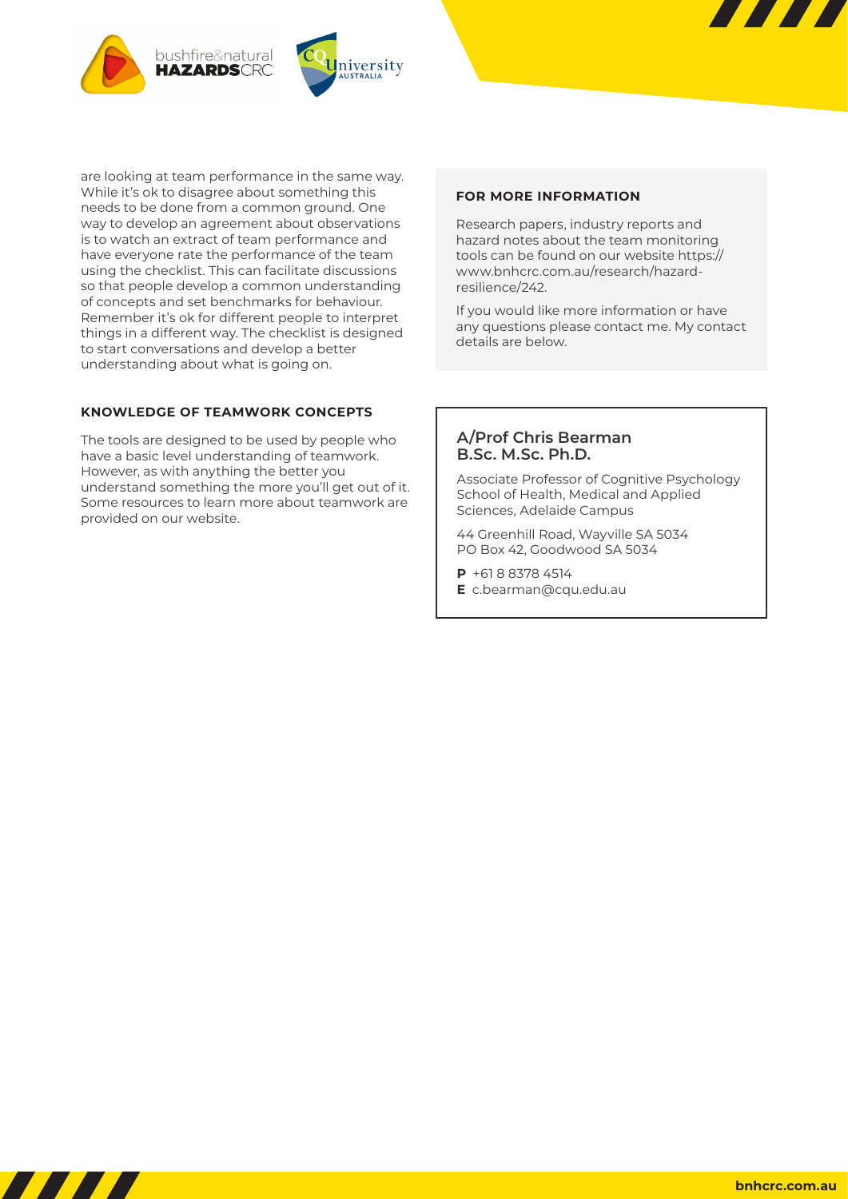are looking at team performance in the same way. While it's ok to disagree about something this needs to be done from a common ground. One way to develop an agreement about observations is to watch an extract of team performance and have everyone rate the performance of the team using the checklist. This can facilitate discussions so that people develop a common understanding of concepts and set benchmarks for behaviour. Remember it's ok for different people to interpret things in a different way. The checklist is designed to start conversations and develop a better understanding about what is going on.

### KNOWLEDGE OF TEAMWORK CONCEPTS

The tools are designed to be used by people who have a basic level understanding of teamwork. However, as with anything the better you understand something the more you'll get out of it. Some resources to learn more about teamwork are provided on our website.

### FOR MORE INFORMATION

Research papers, industry reports and hazard notes about the team monitoring tools can be found on our website https://www.bnhcrc.com.au/research/hazard-resilience/242.

If you would like more information or have any questions please contact me. My contact details are below.

**A/Prof Chris Bearman**
**B.Sc. M.Sc. Ph.D.**

Associate Professor of Cognitive Psychology
School of Health, Medical and Applied Sciences, Adelaide Campus

44 Greenhill Road, Wayville SA 5034
PO Box 42, Goodwood SA 5034

**P** +61 8 8378 4514
**E** c.bearman@cqu.edu.au